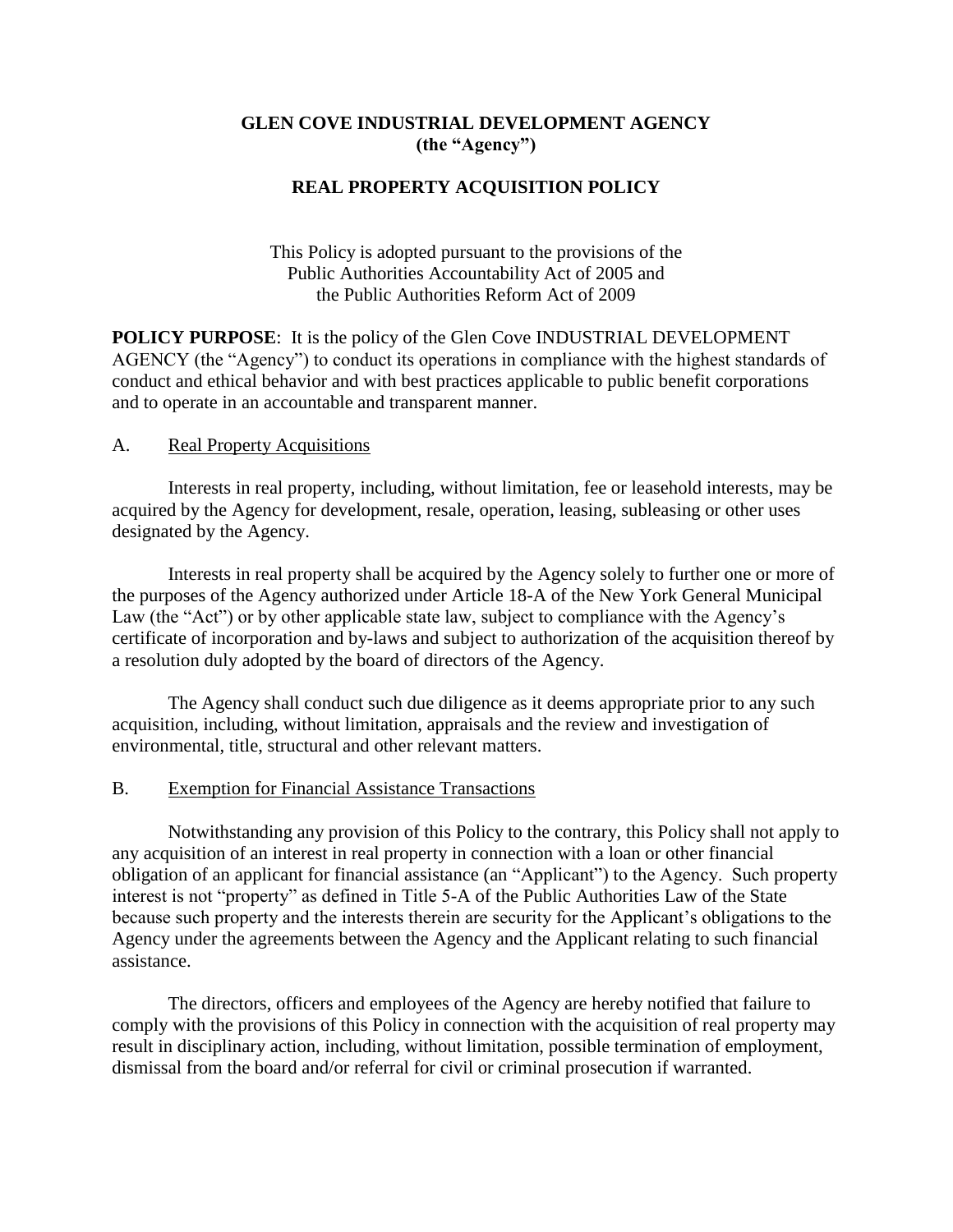# GLEN COVE INDUSTRIAL DEVELOPMENT AGENCY (the "Agency")

## REAL PROPERTY ACQUISITION POLICY

This Policy is adopted pursuant to the provisions of the Public Authorities Accountability Act of 2005 and the Public Authorities Reform Act of 2009

**POLICY PURPOSE**: It is the policy of the Glen Cove INDUSTRIAL DEVELOPMENT AGENCY (the "Agency") to conduct its operations in compliance with the highest standards of conduct and ethical behavior and with best practices applicable to public benefit corporations and to operate in an accountable and transparent manner.

### A. Real Property Acquisitions

Interests in real property, including, without limitation, fee or leasehold interests, may be acquired by the Agency for development, resale, operation, leasing, subleasing or other uses designated by the Agency.

Interests in real property shall be acquired by the Agency solely to further one or more of the purposes of the Agency authorized under Article 18-A of the New York General Municipal Law (the "Act") or by other applicable state law, subject to compliance with the Agency's certificate of incorporation and by-laws and subject to authorization of the acquisition thereof by a resolution duly adopted by the board of directors of the Agency.

The Agency shall conduct such due diligence as it deems appropriate prior to any such acquisition, including, without limitation, appraisals and the review and investigation of environmental, title, structural and other relevant matters.

### B. Exemption for Financial Assistance Transactions

Notwithstanding any provision of this Policy to the contrary, this Policy shall not apply to any acquisition of an interest in real property in connection with a loan or other financial obligation of an applicant for financial assistance (an "Applicant") to the Agency. Such property interest is not "property" as defined in Title 5-A of the Public Authorities Law of the State because such property and the interests therein are security for the Applicant's obligations to the Agency under the agreements between the Agency and the Applicant relating to such financial assistance.

The directors, officers and employees of the Agency are hereby notified that failure to comply with the provisions of this Policy in connection with the acquisition of real property may result in disciplinary action, including, without limitation, possible termination of employment, dismissal from the board and/or referral for civil or criminal prosecution if warranted.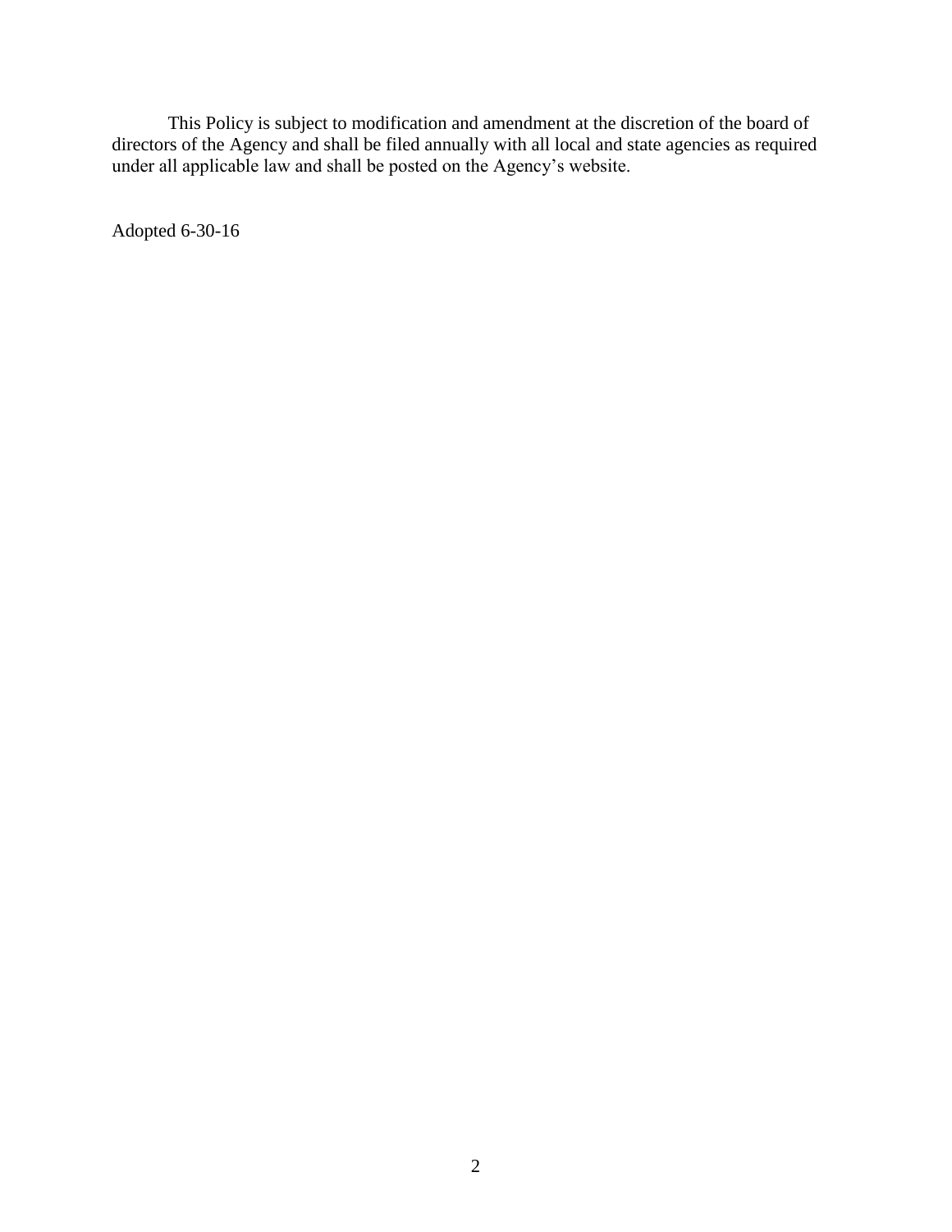This Policy is subject to modification and amendment at the discretion of the board of directors of the Agency and shall be filed annually with all local and state agencies as required under all applicable law and shall be posted on the Agency's website.

Adopted 6-30-16